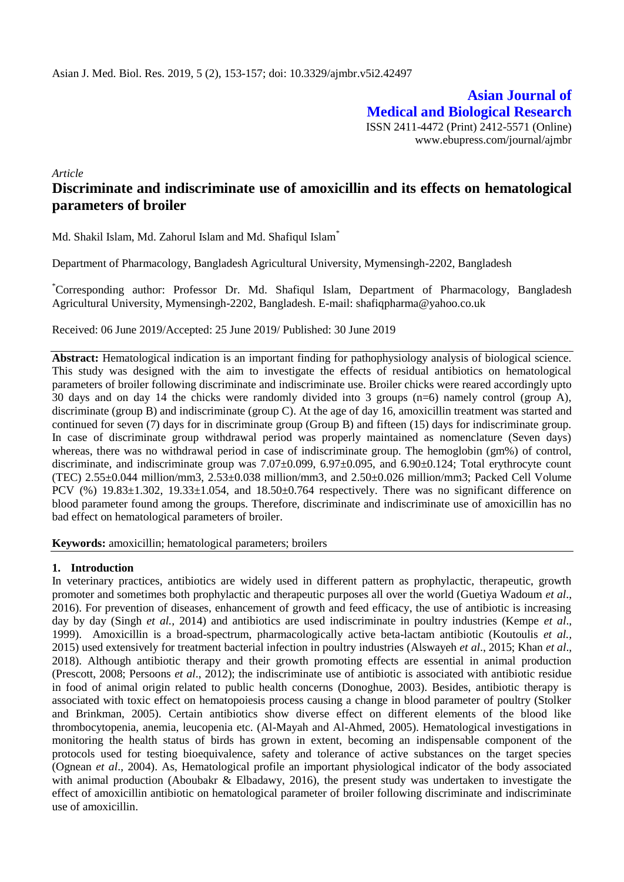Asian J. Med. Biol. Res. 2019, 5 (2), 153-157; doi: 10.3329/ajmbr.v5i2.42497

**Asian Journal of Medical and Biological Research**
ISSN 2411-4472 (Print) 2412-5571 (Online)
www.ebupress.com/journal/ajmbr

*Article*

# Discriminate and indiscriminate use of amoxicillin and its effects on hematological parameters of broiler

Md. Shakil Islam, Md. Zahorul Islam and Md. Shafiqul Islam*

Department of Pharmacology, Bangladesh Agricultural University, Mymensingh-2202, Bangladesh

*Corresponding author: Professor Dr. Md. Shafiqul Islam, Department of Pharmacology, Bangladesh Agricultural University, Mymensingh-2202, Bangladesh. E-mail: shafiqpharma@yahoo.co.uk

Received: 06 June 2019/Accepted: 25 June 2019/ Published: 30 June 2019

**Abstract:** Hematological indication is an important finding for pathophysiology analysis of biological science. This study was designed with the aim to investigate the effects of residual antibiotics on hematological parameters of broiler following discriminate and indiscriminate use. Broiler chicks were reared accordingly upto 30 days and on day 14 the chicks were randomly divided into 3 groups (n=6) namely control (group A), discriminate (group B) and indiscriminate (group C). At the age of day 16, amoxicillin treatment was started and continued for seven (7) days for in discriminate group (Group B) and fifteen (15) days for indiscriminate group. In case of discriminate group withdrawal period was properly maintained as nomenclature (Seven days) whereas, there was no withdrawal period in case of indiscriminate group. The hemoglobin (gm%) of control, discriminate, and indiscriminate group was 7.07±0.099, 6.97±0.095, and 6.90±0.124; Total erythrocyte count (TEC) 2.55±0.044 million/mm3, 2.53±0.038 million/mm3, and 2.50±0.026 million/mm3; Packed Cell Volume PCV (%) 19.83±1.302, 19.33±1.054, and 18.50±0.764 respectively. There was no significant difference on blood parameter found among the groups. Therefore, discriminate and indiscriminate use of amoxicillin has no bad effect on hematological parameters of broiler.

**Keywords:** amoxicillin; hematological parameters; broilers

## 1. Introduction

In veterinary practices, antibiotics are widely used in different pattern as prophylactic, therapeutic, growth promoter and sometimes both prophylactic and therapeutic purposes all over the world (Guetiya Wadoum *et al*., 2016). For prevention of diseases, enhancement of growth and feed efficacy, the use of antibiotic is increasing day by day (Singh *et al.,* 2014) and antibiotics are used indiscriminate in poultry industries (Kempe *et al*., 1999). Amoxicillin is a broad-spectrum, pharmacologically active beta-lactam antibiotic (Koutoulis *et al.*, 2015) used extensively for treatment bacterial infection in poultry industries (Alswayeh *et al*., 2015; Khan *et al*., 2018). Although antibiotic therapy and their growth promoting effects are essential in animal production (Prescott, 2008; Persoons *et al*., 2012); the indiscriminate use of antibiotic is associated with antibiotic residue in food of animal origin related to public health concerns (Donoghue, 2003). Besides, antibiotic therapy is associated with toxic effect on hematopoiesis process causing a change in blood parameter of poultry (Stolker and Brinkman, 2005). Certain antibiotics show diverse effect on different elements of the blood like thrombocytopenia, anemia, leucopenia etc. (Al-Mayah and Al-Ahmed, 2005). Hematological investigations in monitoring the health status of birds has grown in extent, becoming an indispensable component of the protocols used for testing bioequivalence, safety and tolerance of active substances on the target species (Ognean *et al*., 2004). As, Hematological profile an important physiological indicator of the body associated with animal production (Aboubakr & Elbadawy, 2016), the present study was undertaken to investigate the effect of amoxicillin antibiotic on hematological parameter of broiler following discriminate and indiscriminate use of amoxicillin.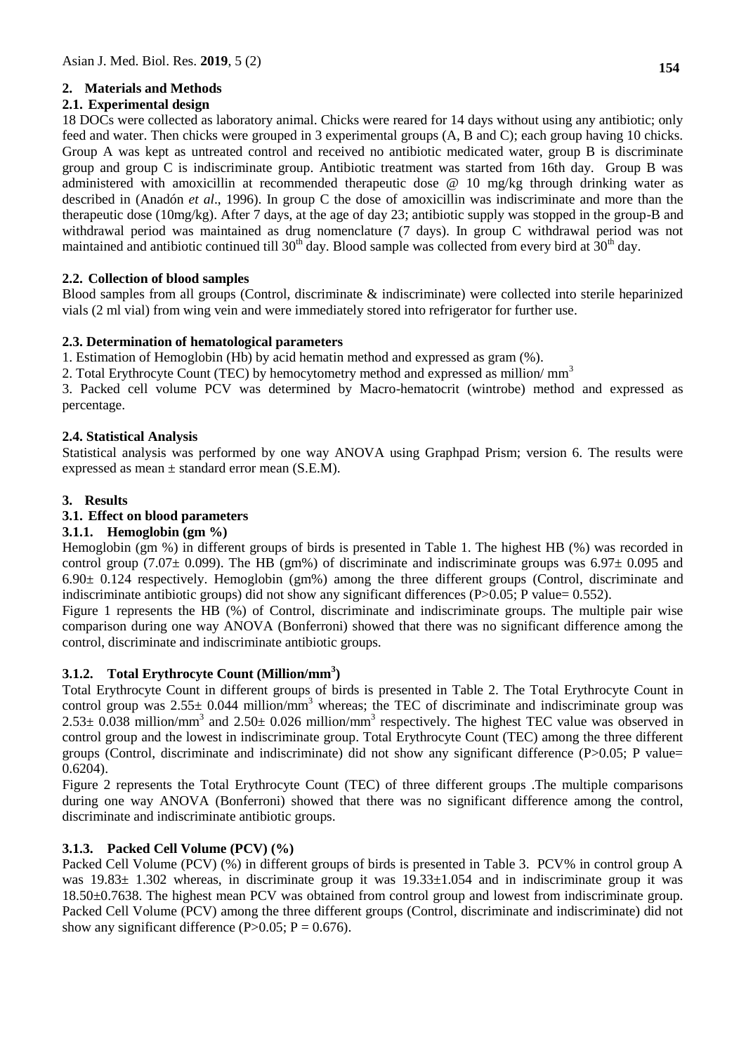## 2. Materials and Methods

### 2.1. Experimental design

18 DOCs were collected as laboratory animal. Chicks were reared for 14 days without using any antibiotic; only feed and water. Then chicks were grouped in 3 experimental groups (A, B and C); each group having 10 chicks. Group A was kept as untreated control and received no antibiotic medicated water, group B is discriminate group and group C is indiscriminate group. Antibiotic treatment was started from 16th day. Group B was administered with amoxicillin at recommended therapeutic dose @ 10 mg/kg through drinking water as described in (Anadón *et al*., 1996). In group C the dose of amoxicillin was indiscriminate and more than the therapeutic dose (10mg/kg). After 7 days, at the age of day 23; antibiotic supply was stopped in the group-B and withdrawal period was maintained as drug nomenclature (7 days). In group C withdrawal period was not maintained and antibiotic continued till 30$^{th}$ day. Blood sample was collected from every bird at 30$^{th}$ day.

### 2.2. Collection of blood samples

Blood samples from all groups (Control, discriminate & indiscriminate) were collected into sterile heparinized vials (2 ml vial) from wing vein and were immediately stored into refrigerator for further use.

### 2.3. Determination of hematological parameters

1. Estimation of Hemoglobin (Hb) by acid hematin method and expressed as gram (%).
2. Total Erythrocyte Count (TEC) by hemocytometry method and expressed as million/ mm$^3$
3. Packed cell volume PCV was determined by Macro-hematocrit (wintrobe) method and expressed as percentage.

### 2.4. Statistical Analysis

Statistical analysis was performed by one way ANOVA using Graphpad Prism; version 6. The results were expressed as mean ± standard error mean (S.E.M).

## 3. Results

### 3.1. Effect on blood parameters

#### 3.1.1. Hemoglobin (gm %)

Hemoglobin (gm %) in different groups of birds is presented in Table 1. The highest HB (%) was recorded in control group (7.07± 0.099). The HB (gm%) of discriminate and indiscriminate groups was 6.97± 0.095 and 6.90± 0.124 respectively. Hemoglobin (gm%) among the three different groups (Control, discriminate and indiscriminate antibiotic groups) did not show any significant differences ($P>0.05$; P value= 0.552).

Figure 1 represents the HB (%) of Control, discriminate and indiscriminate groups. The multiple pair wise comparison during one way ANOVA (Bonferroni) showed that there was no significant difference among the control, discriminate and indiscriminate antibiotic groups.

#### 3.1.2. Total Erythrocyte Count (Million/mm$^3$)

Total Erythrocyte Count in different groups of birds is presented in Table 2. The Total Erythrocyte Count in control group was 2.55± 0.044 million/mm$^3$ whereas; the TEC of discriminate and indiscriminate group was 2.53± 0.038 million/mm$^3$ and 2.50± 0.026 million/mm$^3$ respectively. The highest TEC value was observed in control group and the lowest in indiscriminate group. Total Erythrocyte Count (TEC) among the three different groups (Control, discriminate and indiscriminate) did not show any significant difference ($P>0.05$; P value= 0.6204).

Figure 2 represents the Total Erythrocyte Count (TEC) of three different groups .The multiple comparisons during one way ANOVA (Bonferroni) showed that there was no significant difference among the control, discriminate and indiscriminate antibiotic groups.

#### 3.1.3. Packed Cell Volume (PCV) (%)

Packed Cell Volume (PCV) (%) in different groups of birds is presented in Table 3. PCV% in control group A was 19.83± 1.302 whereas, in discriminate group it was 19.33±1.054 and in indiscriminate group it was 18.50±0.7638. The highest mean PCV was obtained from control group and lowest from indiscriminate group. Packed Cell Volume (PCV) among the three different groups (Control, discriminate and indiscriminate) did not show any significant difference ($P>0.05$; $P = 0.676$).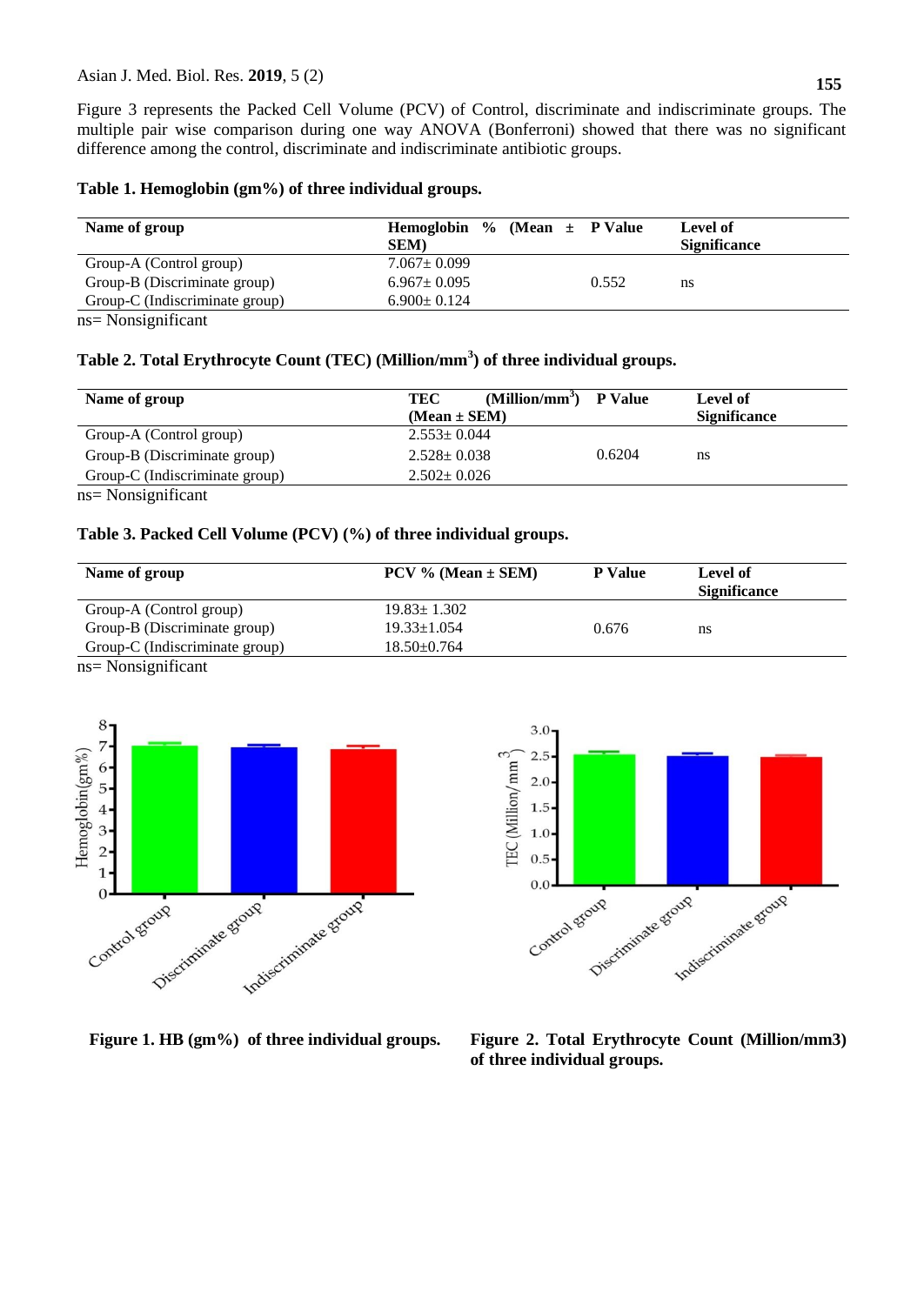Figure 3 represents the Packed Cell Volume (PCV) of Control, discriminate and indiscriminate groups. The multiple pair wise comparison during one way ANOVA (Bonferroni) showed that there was no significant difference among the control, discriminate and indiscriminate antibiotic groups.

**Table 1. Hemoglobin (gm%) of three individual groups.**

| Name of group | Hemoglobin % (Mean ± SEM) | P Value | Level of Significance |
|---|---|---|---|
| Group-A (Control group) | 7.067± 0.099 | | |
| Group-B (Discriminate group) | 6.967± 0.095 | 0.552 | ns |
| Group-C (Indiscriminate group) | 6.900± 0.124 | | |

ns= Nonsignificant

**Table 2. Total Erythrocyte Count (TEC) (Million/mm$^3$) of three individual groups.**

| Name of group | TEC (Million/mm$^3$) (Mean ± SEM) | P Value | Level of Significance |
|---|---|---|---|
| Group-A (Control group) | 2.553± 0.044 | | |
| Group-B (Discriminate group) | 2.528± 0.038 | 0.6204 | ns |
| Group-C (Indiscriminate group) | 2.502± 0.026 | | |

ns= Nonsignificant

**Table 3. Packed Cell Volume (PCV) (%) of three individual groups.**

| Name of group | PCV % (Mean ± SEM) | P Value | Level of Significance |
|---|---|---|---|
| Group-A (Control group) | 19.83± 1.302 | | |
| Group-B (Discriminate group) | 19.33±1.054 | 0.676 | ns |
| Group-C (Indiscriminate group) | 18.50±0.764 | | |

ns= Nonsignificant

**Figure 1. HB (gm%) of three individual groups.**

**Figure 2. Total Erythrocyte Count (Million/mm3) of three individual groups.**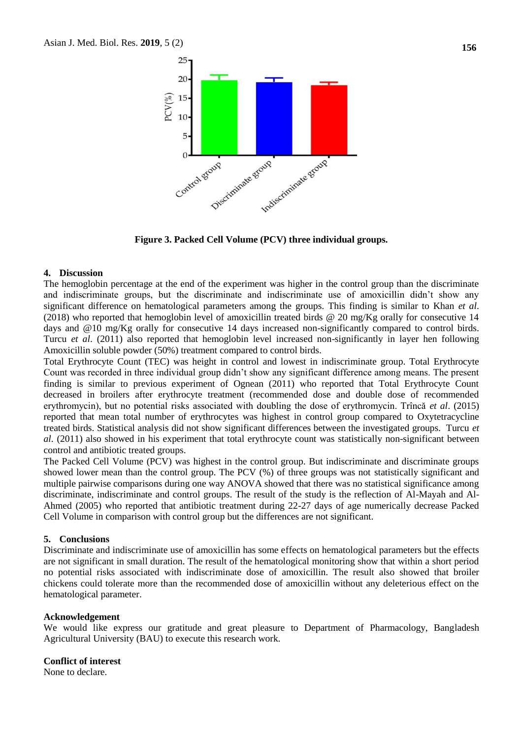Figure 3. Packed Cell Volume (PCV) three individual groups.

## 4. Discussion

The hemoglobin percentage at the end of the experiment was higher in the control group than the discriminate and indiscriminate groups, but the discriminate and indiscriminate use of amoxicillin didn't show any significant difference on hematological parameters among the groups. This finding is similar to Khan *et al*. (2018) who reported that hemoglobin level of amoxicillin treated birds @ 20 mg/Kg orally for consecutive 14 days and @10 mg/Kg orally for consecutive 14 days increased non-significantly compared to control birds. Turcu *et al*. (2011) also reported that hemoglobin level increased non-significantly in layer hen following Amoxicillin soluble powder (50%) treatment compared to control birds.

Total Erythrocyte Count (TEC) was height in control and lowest in indiscriminate group. Total Erythrocyte Count was recorded in three individual group didn't show any significant difference among means. The present finding is similar to previous experiment of Ognean (2011) who reported that Total Erythrocyte Count decreased in broilers after erythrocyte treatment (recommended dose and double dose of recommended erythromycin), but no potential risks associated with doubling the dose of erythromycin. Trîncă *et al*. (2015) reported that mean total number of erythrocytes was highest in control group compared to Oxytetracycline treated birds. Statistical analysis did not show significant differences between the investigated groups. Turcu *et al*. (2011) also showed in his experiment that total erythrocyte count was statistically non-significant between control and antibiotic treated groups.

The Packed Cell Volume (PCV) was highest in the control group. But indiscriminate and discriminate groups showed lower mean than the control group. The PCV (%) of three groups was not statistically significant and multiple pairwise comparisons during one way ANOVA showed that there was no statistical significance among discriminate, indiscriminate and control groups. The result of the study is the reflection of Al-Mayah and Al-Ahmed (2005) who reported that antibiotic treatment during 22-27 days of age numerically decrease Packed Cell Volume in comparison with control group but the differences are not significant.

## 5. Conclusions

Discriminate and indiscriminate use of amoxicillin has some effects on hematological parameters but the effects are not significant in small duration. The result of the hematological monitoring show that within a short period no potential risks associated with indiscriminate dose of amoxicillin. The result also showed that broiler chickens could tolerate more than the recommended dose of amoxicillin without any deleterious effect on the hematological parameter.

## Acknowledgement

We would like express our gratitude and great pleasure to Department of Pharmacology, Bangladesh Agricultural University (BAU) to execute this research work.

## Conflict of interest

None to declare.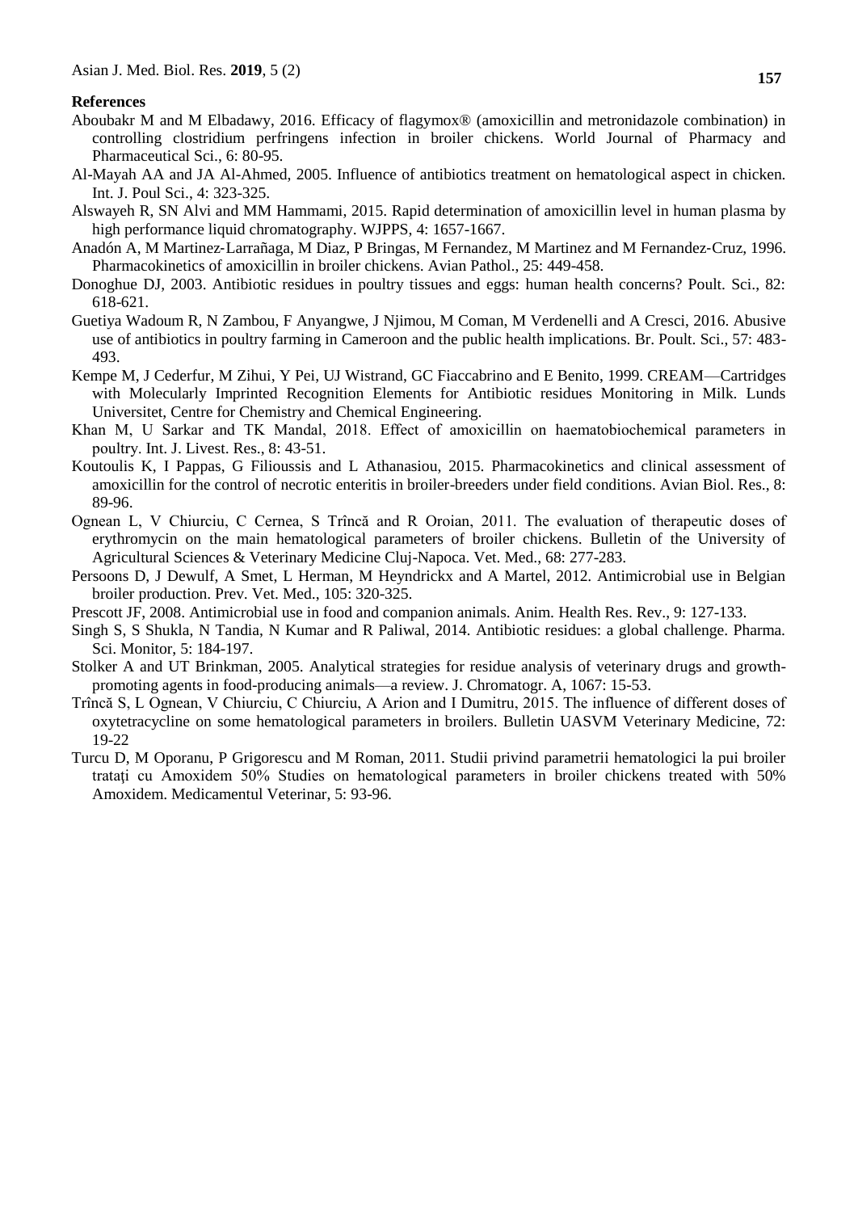**References**

Aboubakr M and M Elbadawy, 2016. Efficacy of flagymox® (amoxicillin and metronidazole combination) in controlling clostridium perfringens infection in broiler chickens. World Journal of Pharmacy and Pharmaceutical Sci., 6: 80-95.

Al-Mayah AA and JA Al-Ahmed, 2005. Influence of antibiotics treatment on hematological aspect in chicken. Int. J. Poul Sci., 4: 323-325.

Alswayeh R, SN Alvi and MM Hammami, 2015. Rapid determination of amoxicillin level in human plasma by high performance liquid chromatography. WJPPS, 4: 1657-1667.

Anadón A, M Martinez-Larrañaga, M Diaz, P Bringas, M Fernandez, M Martinez and M Fernandez-Cruz, 1996. Pharmacokinetics of amoxicillin in broiler chickens. Avian Pathol., 25: 449-458.

Donoghue DJ, 2003. Antibiotic residues in poultry tissues and eggs: human health concerns? Poult. Sci., 82: 618-621.

Guetiya Wadoum R, N Zambou, F Anyangwe, J Njimou, M Coman, M Verdenelli and A Cresci, 2016. Abusive use of antibiotics in poultry farming in Cameroon and the public health implications. Br. Poult. Sci., 57: 483-493.

Kempe M, J Cederfur, M Zihui, Y Pei, UJ Wistrand, GC Fiaccabrino and E Benito, 1999. CREAM—Cartridges with Molecularly Imprinted Recognition Elements for Antibiotic residues Monitoring in Milk. Lunds Universitet, Centre for Chemistry and Chemical Engineering.

Khan M, U Sarkar and TK Mandal, 2018. Effect of amoxicillin on haematobiochemical parameters in poultry. Int. J. Livest. Res., 8: 43-51.

Koutoulis K, I Pappas, G Filioussis and L Athanasiou, 2015. Pharmacokinetics and clinical assessment of amoxicillin for the control of necrotic enteritis in broiler-breeders under field conditions. Avian Biol. Res., 8: 89-96.

Ognean L, V Chiurciu, C Cernea, S Trîncă and R Oroian, 2011. The evaluation of therapeutic doses of erythromycin on the main hematological parameters of broiler chickens. Bulletin of the University of Agricultural Sciences & Veterinary Medicine Cluj-Napoca. Vet. Med., 68: 277-283.

Persoons D, J Dewulf, A Smet, L Herman, M Heyndrickx and A Martel, 2012. Antimicrobial use in Belgian broiler production. Prev. Vet. Med., 105: 320-325.

Prescott JF, 2008. Antimicrobial use in food and companion animals. Anim. Health Res. Rev., 9: 127-133.

Singh S, S Shukla, N Tandia, N Kumar and R Paliwal, 2014. Antibiotic residues: a global challenge. Pharma. Sci. Monitor, 5: 184-197.

Stolker A and UT Brinkman, 2005. Analytical strategies for residue analysis of veterinary drugs and growth-promoting agents in food-producing animals—a review. J. Chromatogr. A, 1067: 15-53.

Trîncă S, L Ognean, V Chiurciu, C Chiurciu, A Arion and I Dumitru, 2015. The influence of different doses of oxytetracycline on some hematological parameters in broilers. Bulletin UASVM Veterinary Medicine, 72: 19-22

Turcu D, M Oporanu, P Grigorescu and M Roman, 2011. Studii privind parametrii hematologici la pui broiler tratați cu Amoxidem 50% Studies on hematological parameters in broiler chickens treated with 50% Amoxidem. Medicamentul Veterinar, 5: 93-96.